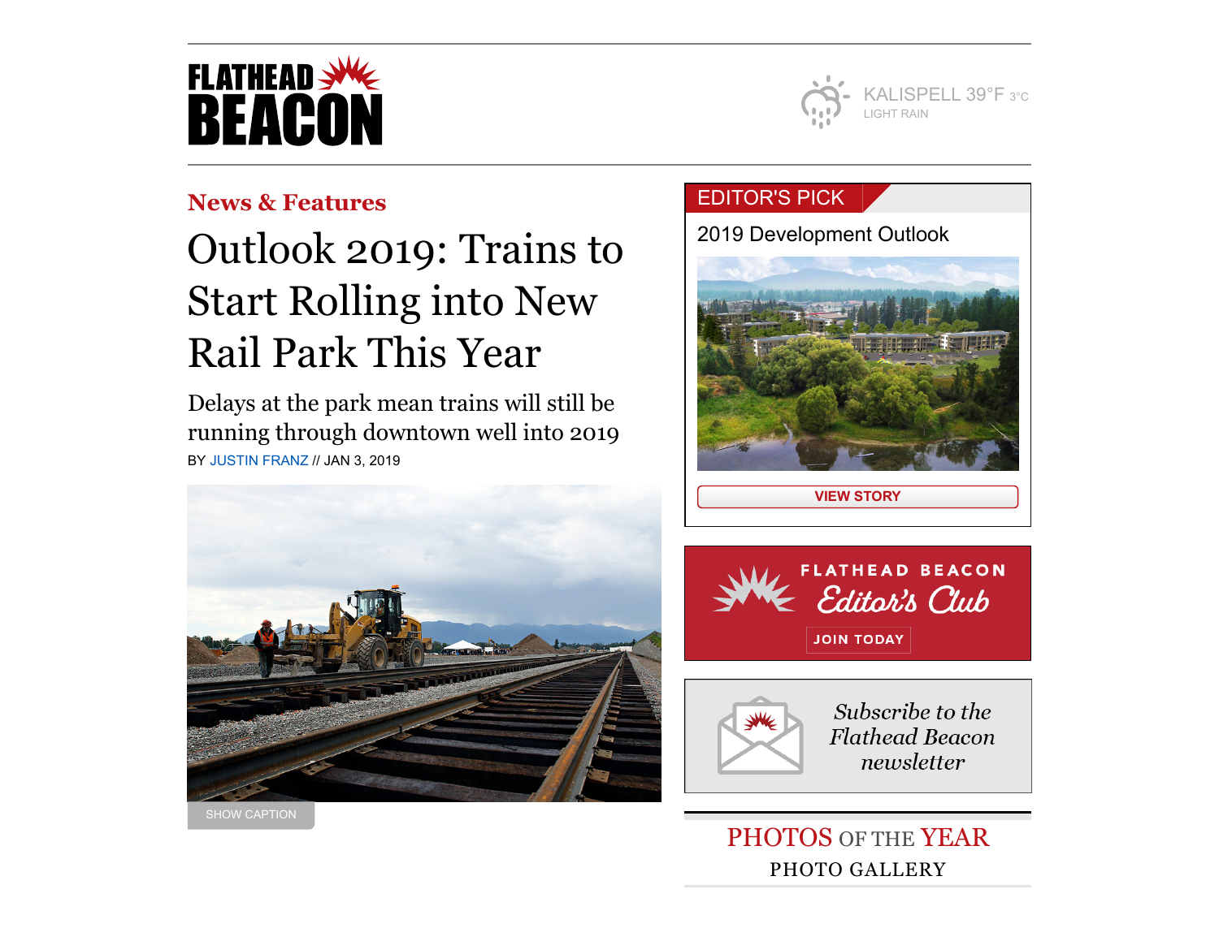FLATHEAD BEACON

KALISPELL 39°F 3°C
LIGHT RAIN

News & Features

# Outlook 2019: Trains to Start Rolling into New Rail Park This Year

Delays at the park mean trains will still be running through downtown well into 2019

BY JUSTIN FRANZ // JAN 3, 2019

SHOW CAPTION

EDITOR'S PICK

2019 Development Outlook

VIEW STORY

FLATHEAD BEACON
Editor's Club
JOIN TODAY

Subscribe to the Flathead Beacon newsletter

PHOTOS OF THE YEAR
PHOTO GALLERY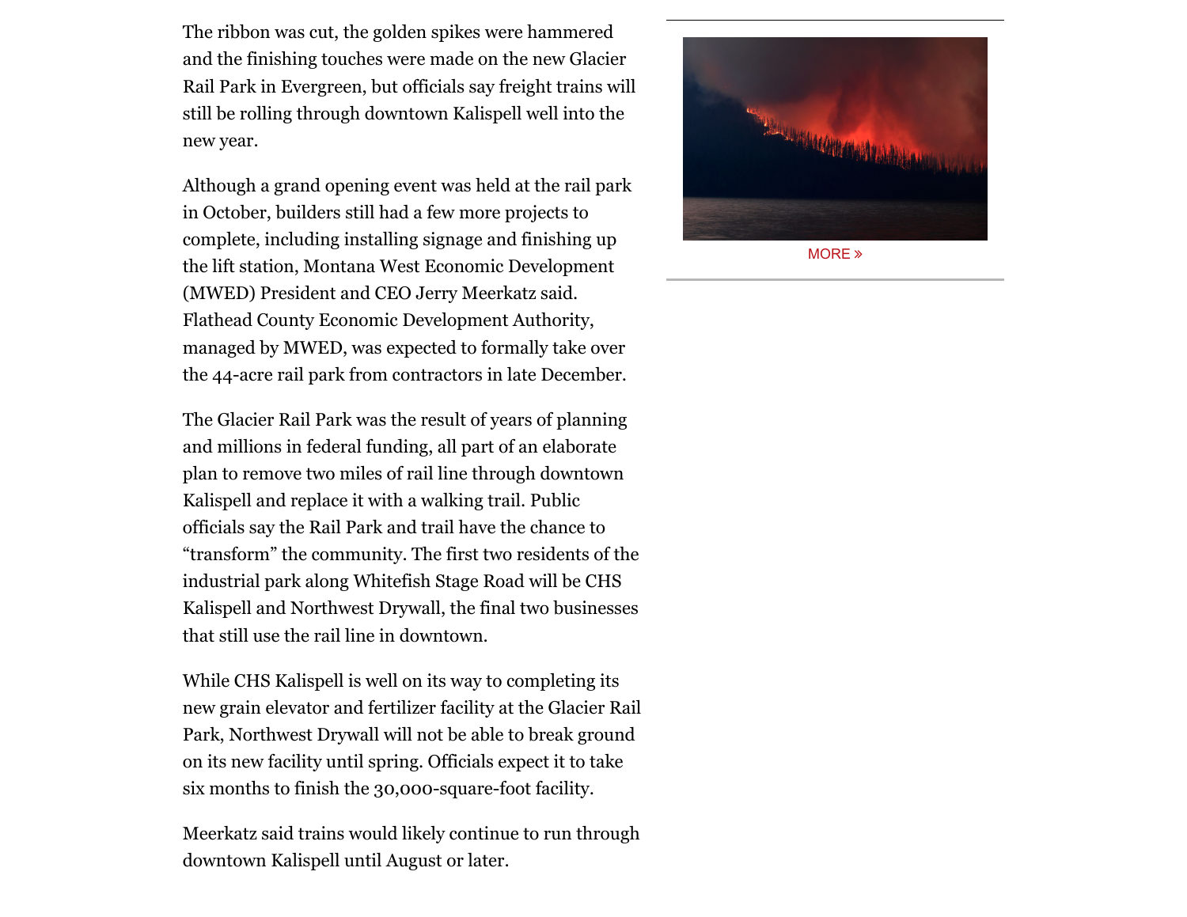The ribbon was cut, the golden spikes were hammered and the finishing touches were made on the new Glacier Rail Park in Evergreen, but officials say freight trains will still be rolling through downtown Kalispell well into the new year.

Although a grand opening event was held at the rail park in October, builders still had a few more projects to complete, including installing signage and finishing up the lift station, Montana West Economic Development (MWED) President and CEO Jerry Meerkatz said. Flathead County Economic Development Authority, managed by MWED, was expected to formally take over the 44-acre rail park from contractors in late December.

The Glacier Rail Park was the result of years of planning and millions in federal funding, all part of an elaborate plan to remove two miles of rail line through downtown Kalispell and replace it with a walking trail. Public officials say the Rail Park and trail have the chance to "transform" the community. The first two residents of the industrial park along Whitefish Stage Road will be CHS Kalispell and Northwest Drywall, the final two businesses that still use the rail line in downtown.

While CHS Kalispell is well on its way to completing its new grain elevator and fertilizer facility at the Glacier Rail Park, Northwest Drywall will not be able to break ground on its new facility until spring. Officials expect it to take six months to finish the 30,000-square-foot facility.

Meerkatz said trains would likely continue to run through downtown Kalispell until August or later.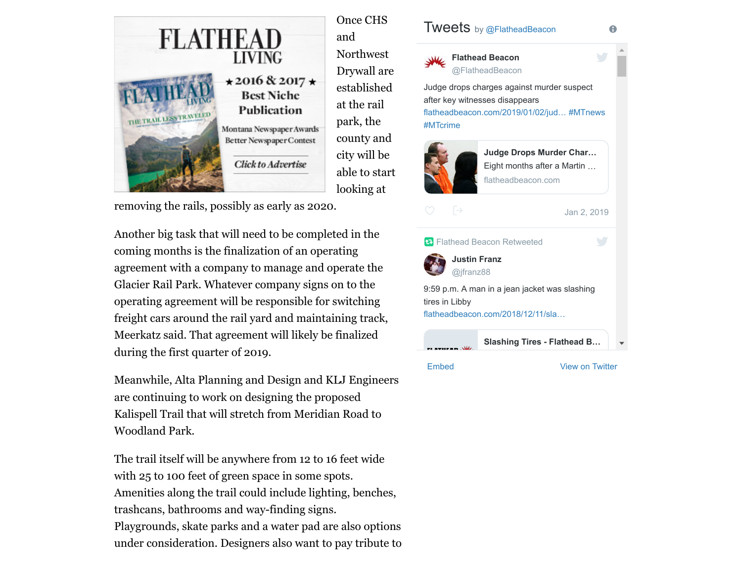Once CHS and Northwest Drywall are established at the rail park, the county and city will be able to start looking at removing the rails, possibly as early as 2020.

Another big task that will need to be completed in the coming months is the finalization of an operating agreement with a company to manage and operate the Glacier Rail Park. Whatever company signs on to the operating agreement will be responsible for switching freight cars around the rail yard and maintaining track, Meerkatz said. That agreement will likely be finalized during the first quarter of 2019.

Meanwhile, Alta Planning and Design and KLJ Engineers are continuing to work on designing the proposed Kalispell Trail that will stretch from Meridian Road to Woodland Park.

The trail itself will be anywhere from 12 to 16 feet wide with 25 to 100 feet of green space in some spots. Amenities along the trail could include lighting, benches, trashcans, bathrooms and way-finding signs. Playgrounds, skate parks and a water pad are also options under consideration. Designers also want to pay tribute to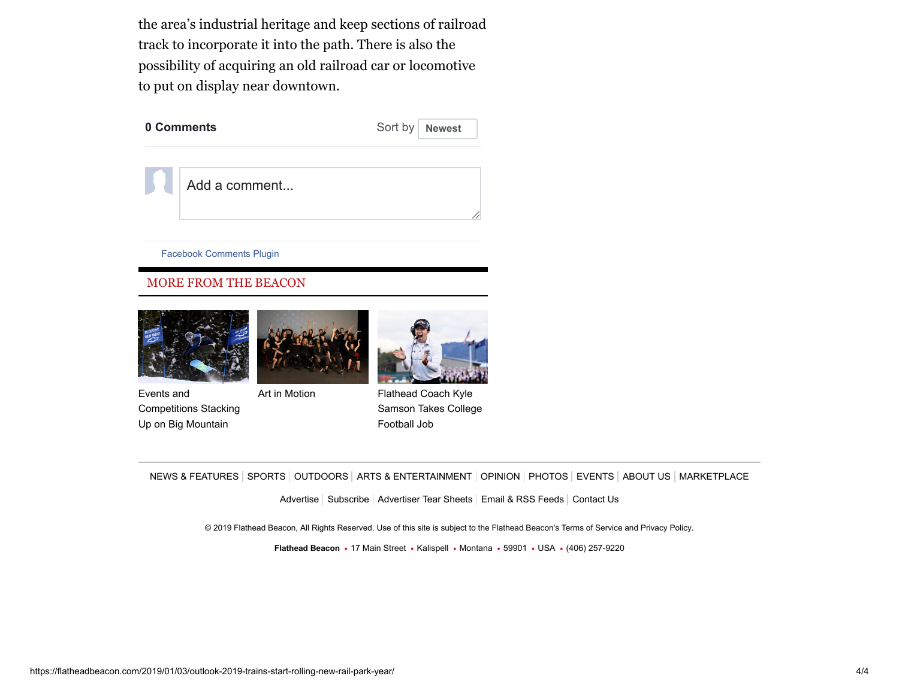the area's industrial heritage and keep sections of railroad track to incorporate it into the path. There is also the possibility of acquiring an old railroad car or locomotive to put on display near downtown.

**0 Comments** Sort by **Newest**

Add a comment...

Facebook Comments Plugin

## MORE FROM THE BEACON

Events and Competitions Stacking Up on Big Mountain

Art in Motion

Flathead Coach Kyle Samson Takes College Football Job

NEWS & FEATURES | SPORTS | OUTDOORS | ARTS & ENTERTAINMENT | OPINION | PHOTOS | EVENTS | ABOUT US | MARKETPLACE

Advertise | Subscribe | Advertiser Tear Sheets | Email & RSS Feeds | Contact Us

© 2019 Flathead Beacon, All Rights Reserved. Use of this site is subject to the Flathead Beacon's Terms of Service and Privacy Policy.

**Flathead Beacon** • 17 Main Street • Kalispell • Montana • 59901 • USA • (406) 257-9220